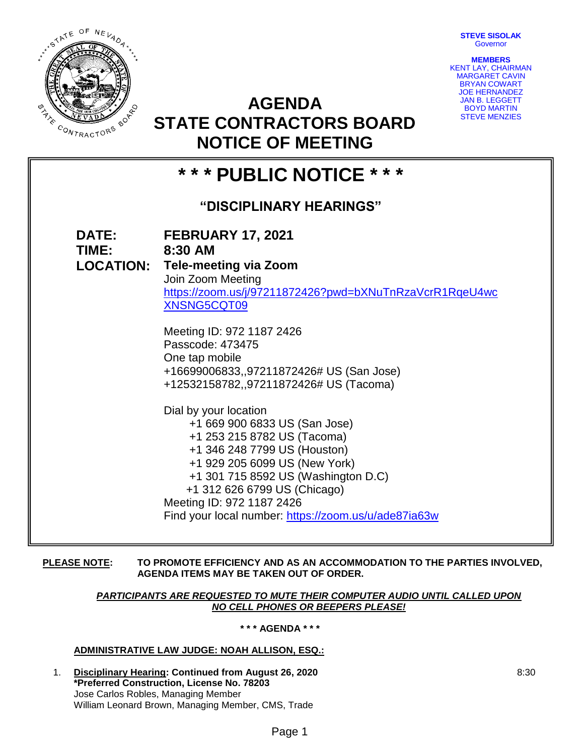**STEVE SISOLAK**
Governor

**MEMBERS**
KENT LAY, CHAIRMAN
MARGARET CAVIN
BRYAN COWART
JOE HERNANDEZ
JAN B. LEGGETT
BOYD MARTIN
STEVE MENZIES

# AGENDA
# STATE CONTRACTORS BOARD
# NOTICE OF MEETING

## * * * PUBLIC NOTICE * * *

### "DISCIPLINARY HEARINGS"

**DATE:** **FEBRUARY 17, 2021**
**TIME:** **8:30 AM**
**LOCATION:** **Tele-meeting via Zoom**

Join Zoom Meeting
https://zoom.us/j/97211872426?pwd=bXNuTnRzaVcrR1RqeU4wcXNSNG5CQT09

Meeting ID: 972 1187 2426
Passcode: 473475
One tap mobile
+16699006833,,97211872426# US (San Jose)
+12532158782,,97211872426# US (Tacoma)

Dial by your location
+1 669 900 6833 US (San Jose)
+1 253 215 8782 US (Tacoma)
+1 346 248 7799 US (Houston)
+1 929 205 6099 US (New York)
+1 301 715 8592 US (Washington D.C)
+1 312 626 6799 US (Chicago)
Meeting ID: 972 1187 2426
Find your local number: https://zoom.us/u/ade87ia63w

**PLEASE NOTE:** **TO PROMOTE EFFICIENCY AND AS AN ACCOMMODATION TO THE PARTIES INVOLVED, AGENDA ITEMS MAY BE TAKEN OUT OF ORDER.**

***PARTICIPANTS ARE REQUESTED TO MUTE THEIR COMPUTER AUDIO UNTIL CALLED UPON***
***NO CELL PHONES OR BEEPERS PLEASE!***

**\* \* \* AGENDA \* \* \***

**ADMINISTRATIVE LAW JUDGE: NOAH ALLISON, ESQ.:**

1. **Disciplinary Hearing: Continued from August 26, 2020** — 8:30
   **\*Preferred Construction, License No. 78203**
   Jose Carlos Robles, Managing Member
   William Leonard Brown, Managing Member, CMS, Trade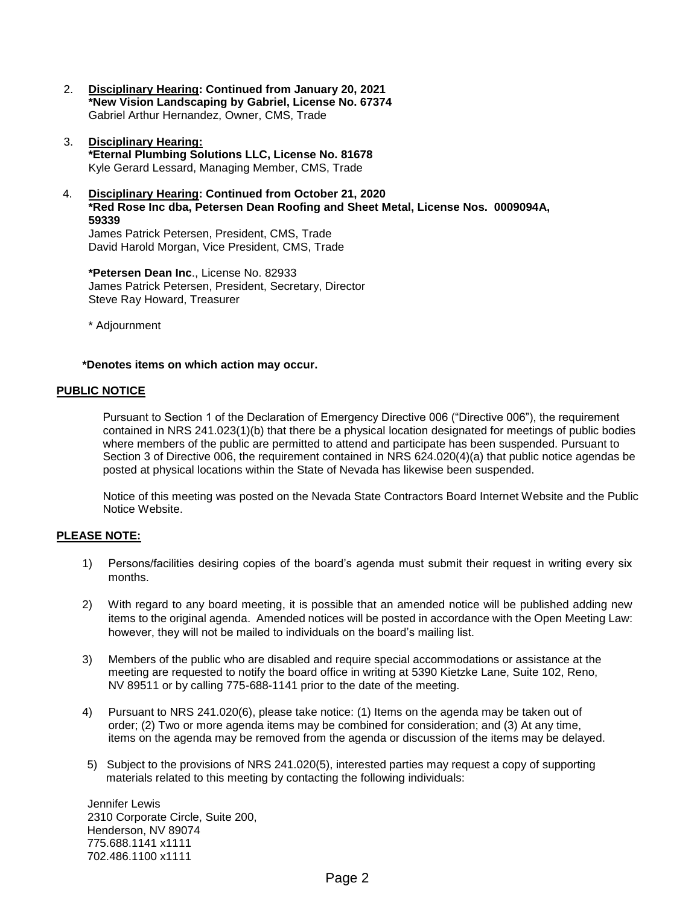2. **Disciplinary Hearing: Continued from January 20, 2021**
   **\*New Vision Landscaping by Gabriel, License No. 67374**
   Gabriel Arthur Hernandez, Owner, CMS, Trade

3. **Disciplinary Hearing:**
   **\*Eternal Plumbing Solutions LLC, License No. 81678**
   Kyle Gerard Lessard, Managing Member, CMS, Trade

4. **Disciplinary Hearing: Continued from October 21, 2020**
   **\*Red Rose Inc dba, Petersen Dean Roofing and Sheet Metal, License Nos. 0009094A, 59339**
   James Patrick Petersen, President, CMS, Trade
   David Harold Morgan, Vice President, CMS, Trade

   **\*Petersen Dean Inc**., License No. 82933
   James Patrick Petersen, President, Secretary, Director
   Steve Ray Howard, Treasurer

   \* Adjournment

**\*Denotes items on which action may occur.**

## PUBLIC NOTICE

Pursuant to Section 1 of the Declaration of Emergency Directive 006 ("Directive 006"), the requirement contained in NRS 241.023(1)(b) that there be a physical location designated for meetings of public bodies where members of the public are permitted to attend and participate has been suspended. Pursuant to Section 3 of Directive 006, the requirement contained in NRS 624.020(4)(a) that public notice agendas be posted at physical locations within the State of Nevada has likewise been suspended.

Notice of this meeting was posted on the Nevada State Contractors Board Internet Website and the Public Notice Website.

## PLEASE NOTE:

1) Persons/facilities desiring copies of the board's agenda must submit their request in writing every six months.

2) With regard to any board meeting, it is possible that an amended notice will be published adding new items to the original agenda. Amended notices will be posted in accordance with the Open Meeting Law: however, they will not be mailed to individuals on the board's mailing list.

3) Members of the public who are disabled and require special accommodations or assistance at the meeting are requested to notify the board office in writing at 5390 Kietzke Lane, Suite 102, Reno, NV 89511 or by calling 775-688-1141 prior to the date of the meeting.

4) Pursuant to NRS 241.020(6), please take notice: (1) Items on the agenda may be taken out of order; (2) Two or more agenda items may be combined for consideration; and (3) At any time, items on the agenda may be removed from the agenda or discussion of the items may be delayed.

5) Subject to the provisions of NRS 241.020(5), interested parties may request a copy of supporting materials related to this meeting by contacting the following individuals:

Jennifer Lewis
2310 Corporate Circle, Suite 200,
Henderson, NV 89074
775.688.1141 x1111
702.486.1100 x1111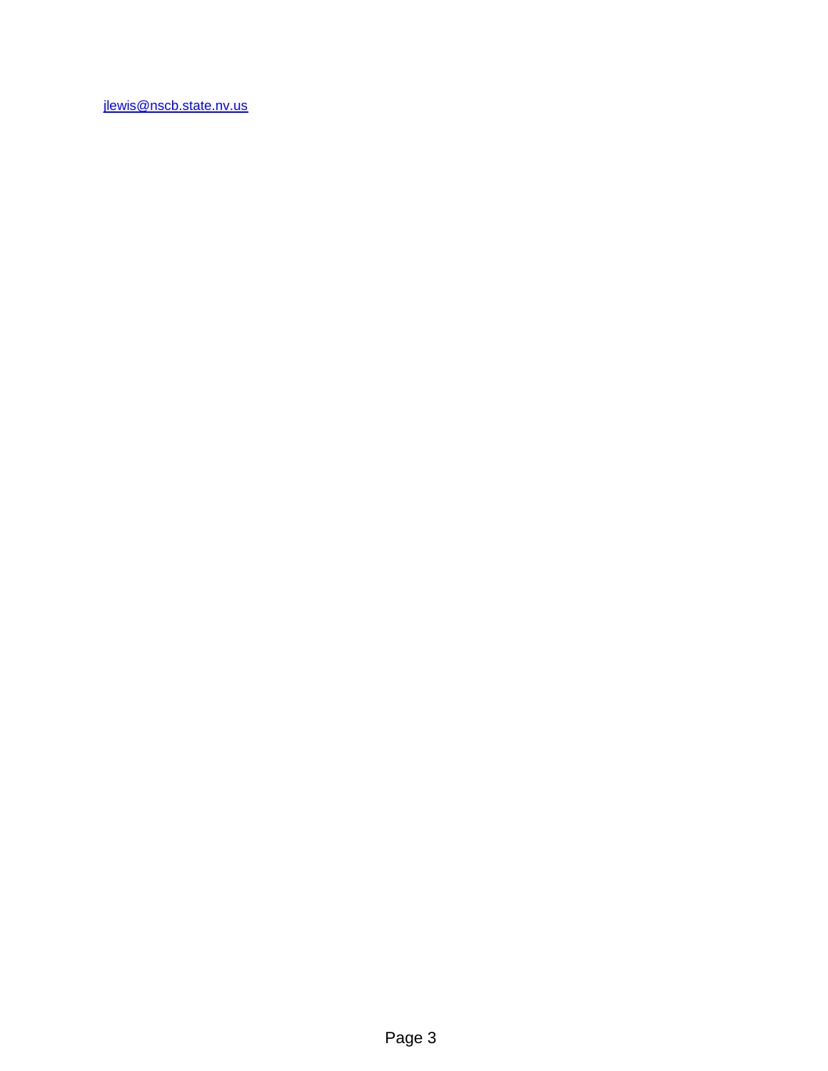jlewis@nscb.state.nv.us